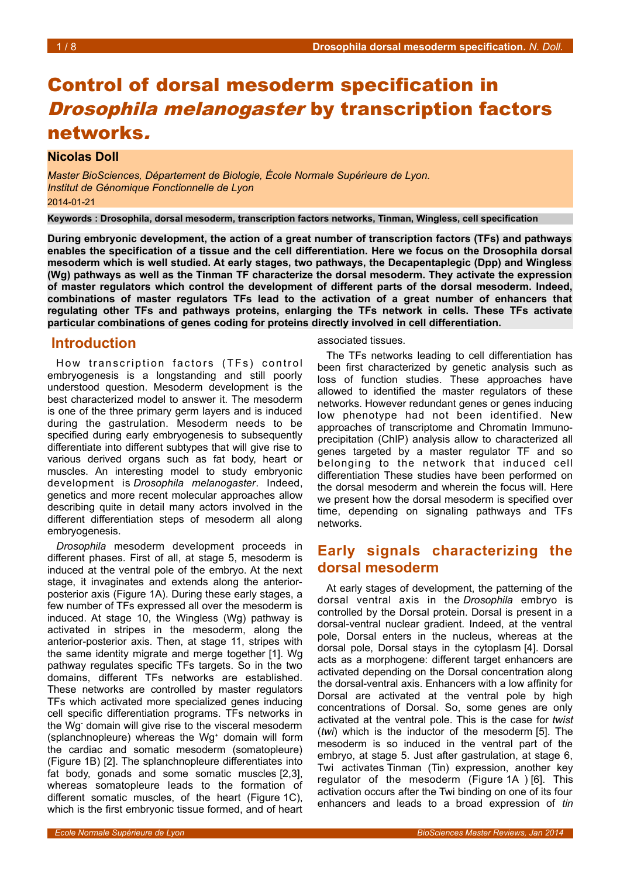# Control of dorsal mesoderm specification in *Drosophila melanogaster* by transcription factors networks.

**Nicolas Doll**

*Master BioSciences, Département de Biologie, École Normale Supérieure de Lyon.*
*Institut de Génomique Fonctionnelle de Lyon*
2014-01-21

**Keywords : Drosophila, dorsal mesoderm, transcription factors networks, Tinman, Wingless, cell specification**

**During embryonic development, the action of a great number of transcription factors (TFs) and pathways enables the specification of a tissue and the cell differentiation. Here we focus on the Drosophila dorsal mesoderm which is well studied. At early stages, two pathways, the Decapentaplegic (Dpp) and Wingless (Wg) pathways as well as the Tinman TF characterize the dorsal mesoderm. They activate the expression of master regulators which control the development of different parts of the dorsal mesoderm. Indeed, combinations of master regulators TFs lead to the activation of a great number of enhancers that regulating other TFs and pathways proteins, enlarging the TFs network in cells. These TFs activate particular combinations of genes coding for proteins directly involved in cell differentiation.**

## Introduction

How transcription factors (TFs) control embryogenesis is a longstanding and still poorly understood question. Mesoderm development is the best characterized model to answer it. The mesoderm is one of the three primary germ layers and is induced during the gastrulation. Mesoderm needs to be specified during early embryogenesis to subsequently differentiate into different subtypes that will give rise to various derived organs such as fat body, heart or muscles. An interesting model to study embryonic development is *Drosophila melanogaster*. Indeed, genetics and more recent molecular approaches allow describing quite in detail many actors involved in the different differentiation steps of mesoderm all along embryogenesis.

*Drosophila* mesoderm development proceeds in different phases. First of all, at stage 5, mesoderm is induced at the ventral pole of the embryo. At the next stage, it invaginates and extends along the anterior-posterior axis (Figure 1A). During these early stages, a few number of TFs expressed all over the mesoderm is induced. At stage 10, the Wingless (Wg) pathway is activated in stripes in the mesoderm, along the anterior-posterior axis. Then, at stage 11, stripes with the same identity migrate and merge together [1]. Wg pathway regulates specific TFs targets. So in the two domains, different TFs networks are established. These networks are controlled by master regulators TFs which activated more specialized genes inducing cell specific differentiation programs. TFs networks in the Wg$^-$ domain will give rise to the visceral mesoderm (splanchnopleure) whereas the Wg$^+$ domain will form the cardiac and somatic mesoderm (somatopleure) (Figure 1B) [2]. The splanchnopleure differentiates into fat body, gonads and some somatic muscles [2,3], whereas somatopleure leads to the formation of different somatic muscles, of the heart (Figure 1C), which is the first embryonic tissue formed, and of heart associated tissues.

The TFs networks leading to cell differentiation has been first characterized by genetic analysis such as loss of function studies. These approaches have allowed to identified the master regulators of these networks. However redundant genes or genes inducing low phenotype had not been identified. New approaches of transcriptome and Chromatin Immuno-precipitation (ChIP) analysis allow to characterized all genes targeted by a master regulator TF and so belonging to the network that induced cell differentiation These studies have been performed on the dorsal mesoderm and wherein the focus will. Here we present how the dorsal mesoderm is specified over time, depending on signaling pathways and TFs networks.

## Early signals characterizing the dorsal mesoderm

At early stages of development, the patterning of the dorsal ventral axis in the *Drosophila* embryo is controlled by the Dorsal protein. Dorsal is present in a dorsal-ventral nuclear gradient. Indeed, at the ventral pole, Dorsal enters in the nucleus, whereas at the dorsal pole, Dorsal stays in the cytoplasm [4]. Dorsal acts as a morphogene: different target enhancers are activated depending on the Dorsal concentration along the dorsal-ventral axis. Enhancers with a low affinity for Dorsal are activated at the ventral pole by high concentrations of Dorsal. So, some genes are only activated at the ventral pole. This is the case for *twist* (*twi*) which is the inductor of the mesoderm [5]. The mesoderm is so induced in the ventral part of the embryo, at stage 5. Just after gastrulation, at stage 6, Twi activates Tinman (Tin) expression, another key regulator of the mesoderm (Figure 1A ) [6]. This activation occurs after the Twi binding on one of its four enhancers and leads to a broad expression of *tin*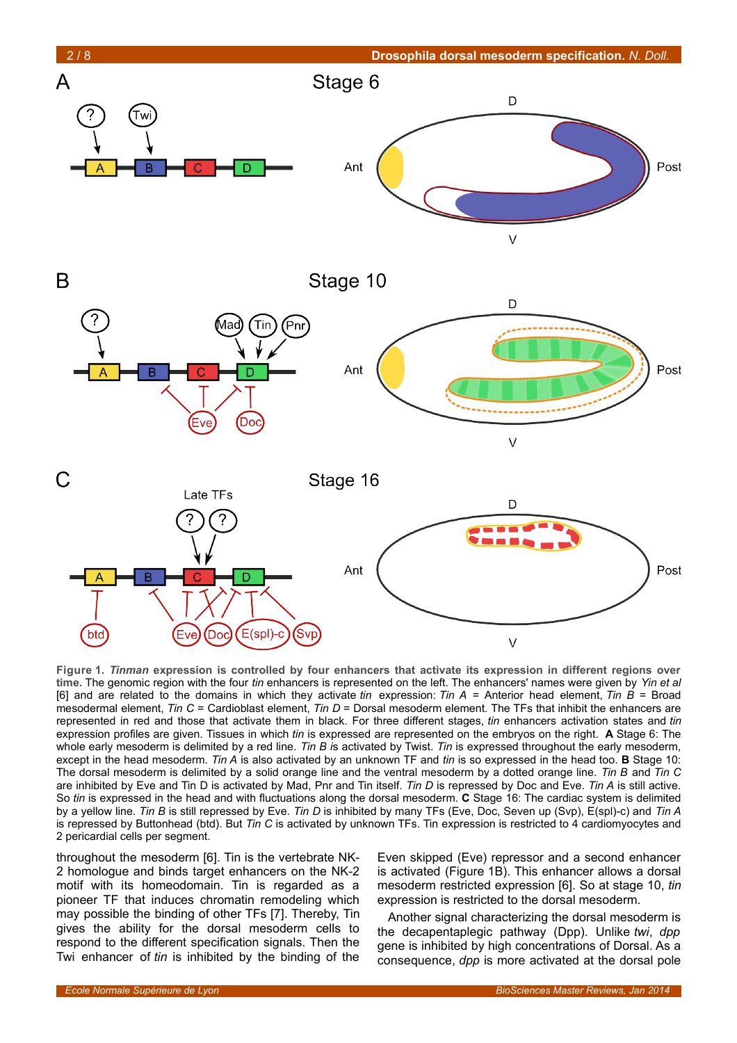**Figure 1.** ***Tinman* expression is controlled by four enhancers that activate its expression in different regions over time.** The genomic region with the four *tin* enhancers is represented on the left. The enhancers' names were given by *Yin et al* [6] and are related to the domains in which they activate *tin* expression: *Tin A* = Anterior head element, *Tin B* = Broad mesodermal element, *Tin C* = Cardioblast element, *Tin D* = Dorsal mesoderm element. The TFs that inhibit the enhancers are represented in red and those that activate them in black. For three different stages, *tin* enhancers activation states and *tin* expression profiles are given. Tissues in which *tin* is expressed are represented on the embryos on the right. **A** Stage 6: The whole early mesoderm is delimited by a red line. *Tin B is* activated by Twist. *Tin* is expressed throughout the early mesoderm, except in the head mesoderm. *Tin A* is also activated by an unknown TF and *tin* is so expressed in the head too. **B** Stage 10: The dorsal mesoderm is delimited by a solid orange line and the ventral mesoderm by a dotted orange line. *Tin B* and *Tin C* are inhibited by Eve and Tin D is activated by Mad, Pnr and Tin itself. *Tin D* is repressed by Doc and Eve. *Tin A* is still active. So *tin* is expressed in the head and with fluctuations along the dorsal mesoderm. **C** Stage 16: The cardiac system is delimited by a yellow line. *Tin B* is still repressed by Eve. *Tin D* is inhibited by many TFs (Eve, Doc, Seven up (Svp), E(spl)-c) and *Tin A* is repressed by Buttonhead (btd). But *Tin C* is activated by unknown TFs. Tin expression is restricted to 4 cardiomyocytes and 2 pericardial cells per segment.

throughout the mesoderm [6]. Tin is the vertebrate NK-2 homologue and binds target enhancers on the NK-2 motif with its homeodomain. Tin is regarded as a pioneer TF that induces chromatin remodeling which may possible the binding of other TFs [7]. Thereby, Tin gives the ability for the dorsal mesoderm cells to respond to the different specification signals. Then the Twi enhancer of *tin* is inhibited by the binding of the Even skipped (Eve) repressor and a second enhancer is activated (Figure 1B). This enhancer allows a dorsal mesoderm restricted expression [6]. So at stage 10, *tin* expression is restricted to the dorsal mesoderm.

Another signal characterizing the dorsal mesoderm is the decapentaplegic pathway (Dpp). Unlike *twi*, *dpp* gene is inhibited by high concentrations of Dorsal. As a consequence, *dpp* is more activated at the dorsal pole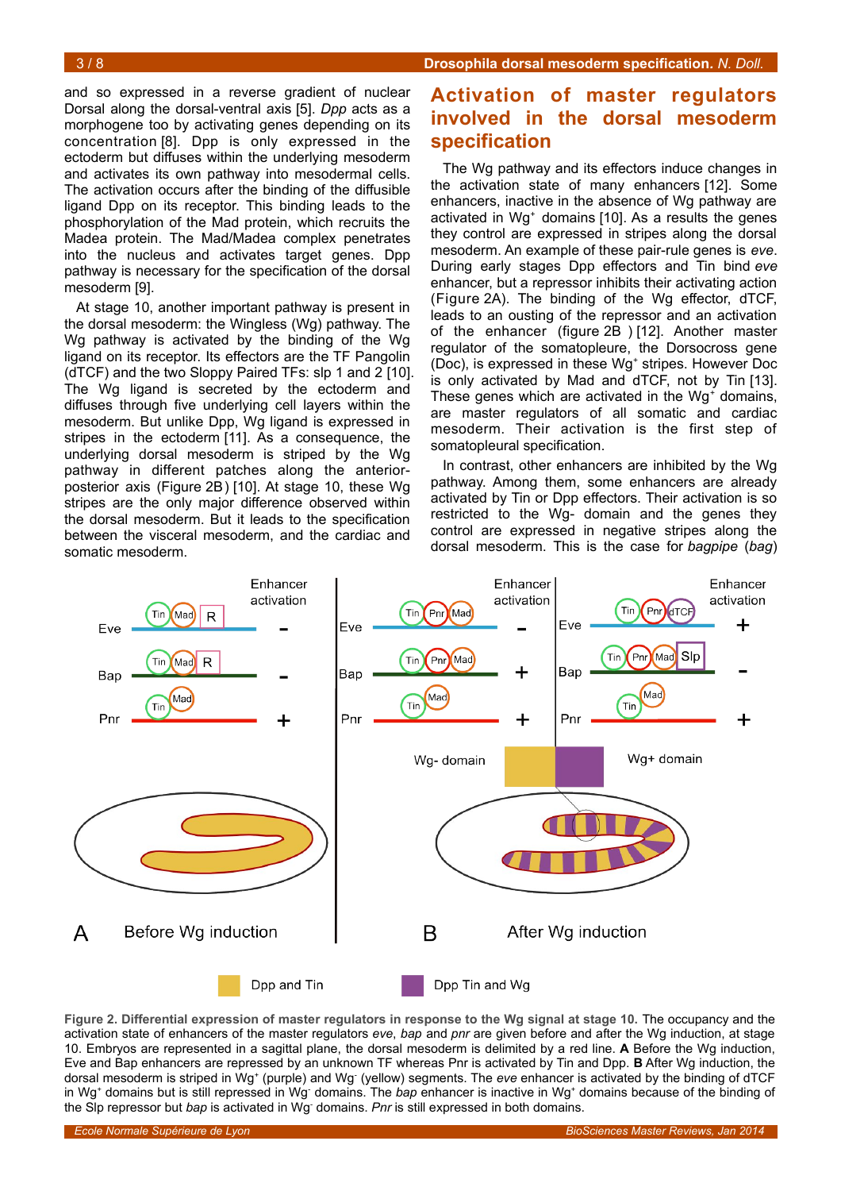and so expressed in a reverse gradient of nuclear Dorsal along the dorsal-ventral axis [5]. *Dpp* acts as a morphogene too by activating genes depending on its concentration [8]. Dpp is only expressed in the ectoderm but diffuses within the underlying mesoderm and activates its own pathway into mesodermal cells. The activation occurs after the binding of the diffusible ligand Dpp on its receptor. This binding leads to the phosphorylation of the Mad protein, which recruits the Madea protein. The Mad/Madea complex penetrates into the nucleus and activates target genes. Dpp pathway is necessary for the specification of the dorsal mesoderm [9].

At stage 10, another important pathway is present in the dorsal mesoderm: the Wingless (Wg) pathway. The Wg pathway is activated by the binding of the Wg ligand on its receptor. Its effectors are the TF Pangolin (dTCF) and the two Sloppy Paired TFs: slp 1 and 2 [10]. The Wg ligand is secreted by the ectoderm and diffuses through five underlying cell layers within the mesoderm. But unlike Dpp, Wg ligand is expressed in stripes in the ectoderm [11]. As a consequence, the underlying dorsal mesoderm is striped by the Wg pathway in different patches along the anterior-posterior axis (Figure 2B) [10]. At stage 10, these Wg stripes are the only major difference observed within the dorsal mesoderm. But it leads to the specification between the visceral mesoderm, and the cardiac and somatic mesoderm.

## Activation of master regulators involved in the dorsal mesoderm specification

The Wg pathway and its effectors induce changes in the activation state of many enhancers [12]. Some enhancers, inactive in the absence of Wg pathway are activated in Wg$^+$ domains [10]. As a results the genes they control are expressed in stripes along the dorsal mesoderm. An example of these pair-rule genes is *eve*. During early stages Dpp effectors and Tin bind *eve* enhancer, but a repressor inhibits their activating action (Figure 2A). The binding of the Wg effector, dTCF, leads to an ousting of the repressor and an activation of the enhancer (figure 2B ) [12]. Another master regulator of the somatopleure, the Dorsocross gene (Doc), is expressed in these Wg$^+$ stripes. However Doc is only activated by Mad and dTCF, not by Tin [13]. These genes which are activated in the Wg$^+$ domains, are master regulators of all somatic and cardiac mesoderm. Their activation is the first step of somatopleural specification.

In contrast, other enhancers are inhibited by the Wg pathway. Among them, some enhancers are already activated by Tin or Dpp effectors. Their activation is so restricted to the Wg- domain and the genes they control are expressed in negative stripes along the dorsal mesoderm. This is the case for *bagpipe* (*bag*)

**Figure 2. Differential expression of master regulators in response to the Wg signal at stage 10.** The occupancy and the activation state of enhancers of the master regulators *eve*, *bap* and *pnr* are given before and after the Wg induction, at stage 10. Embryos are represented in a sagittal plane, the dorsal mesoderm is delimited by a red line. **A** Before the Wg induction, Eve and Bap enhancers are repressed by an unknown TF whereas Pnr is activated by Tin and Dpp. **B** After Wg induction, the dorsal mesoderm is striped in Wg$^+$ (purple) and Wg$^-$ (yellow) segments. The *eve* enhancer is activated by the binding of dTCF in Wg$^+$ domains but is still repressed in Wg$^-$ domains. The *bap* enhancer is inactive in Wg$^+$ domains because of the binding of the Slp repressor but *bap* is activated in Wg$^-$ domains. *Pnr* is still expressed in both domains.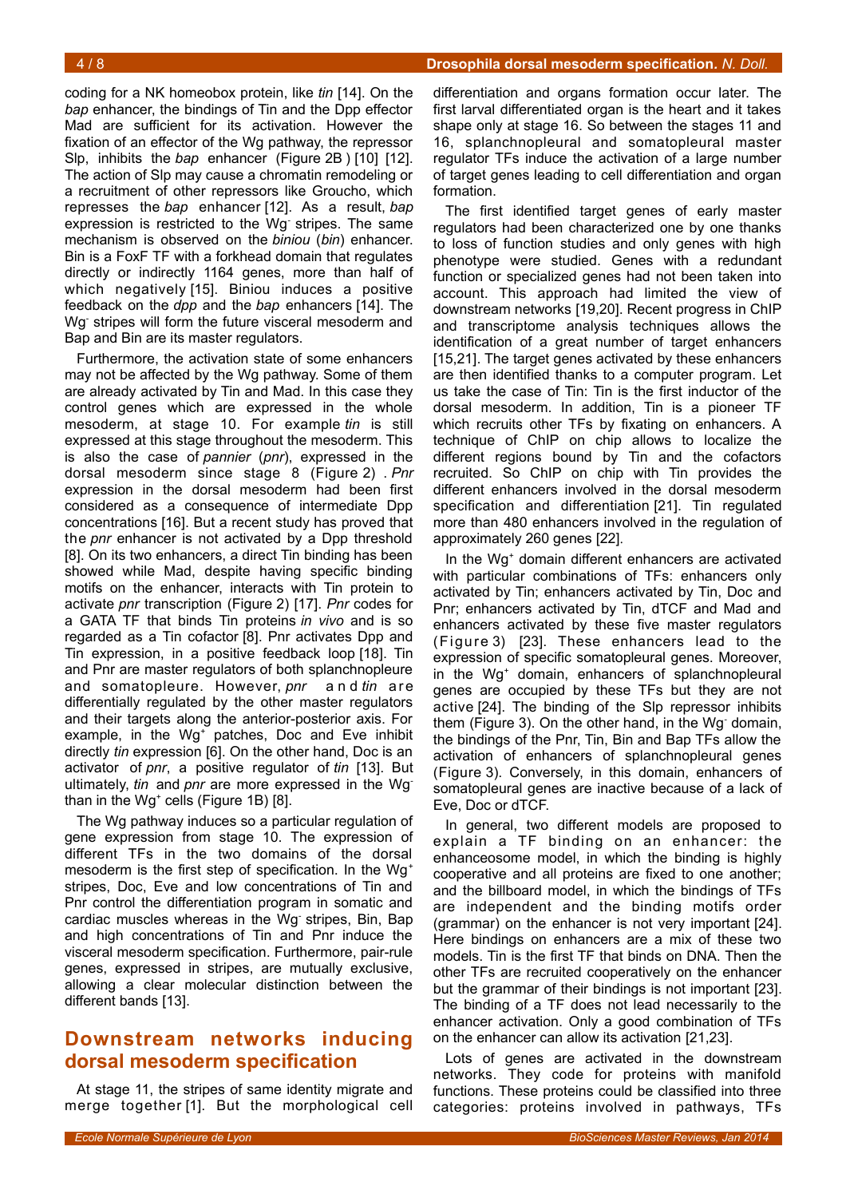coding for a NK homeobox protein, like *tin* [14]. On the *bap* enhancer, the bindings of Tin and the Dpp effector Mad are sufficient for its activation. However the fixation of an effector of the Wg pathway, the repressor Slp, inhibits the *bap* enhancer (Figure 2B ) [10] [12]. The action of Slp may cause a chromatin remodeling or a recruitment of other repressors like Groucho, which represses the *bap* enhancer [12]. As a result, *bap* expression is restricted to the $Wg^-$ stripes. The same mechanism is observed on the *biniou* (*bin*) enhancer. Bin is a FoxF TF with a forkhead domain that regulates directly or indirectly 1164 genes, more than half of which negatively [15]. Biniou induces a positive feedback on the *dpp* and the *bap* enhancers [14]. The $Wg^-$ stripes will form the future visceral mesoderm and Bap and Bin are its master regulators.

Furthermore, the activation state of some enhancers may not be affected by the Wg pathway. Some of them are already activated by Tin and Mad. In this case they control genes which are expressed in the whole mesoderm, at stage 10. For example *tin* is still expressed at this stage throughout the mesoderm. This is also the case of *pannier* (*pnr*), expressed in the dorsal mesoderm since stage 8 (Figure 2) . *Pnr* expression in the dorsal mesoderm had been first considered as a consequence of intermediate Dpp concentrations [16]. But a recent study has proved that the *pnr* enhancer is not activated by a Dpp threshold [8]. On its two enhancers, a direct Tin binding has been showed while Mad, despite having specific binding motifs on the enhancer, interacts with Tin protein to activate *pnr* transcription (Figure 2) [17]. *Pnr* codes for a GATA TF that binds Tin proteins *in vivo* and is so regarded as a Tin cofactor [8]. Pnr activates Dpp and Tin expression, in a positive feedback loop [18]. Tin and Pnr are master regulators of both splanchnopleure and somatopleure. However, *pnr* and *tin* are differentially regulated by the other master regulators and their targets along the anterior-posterior axis. For example, in the $Wg^+$ patches, Doc and Eve inhibit directly *tin* expression [6]. On the other hand, Doc is an activator of *pnr*, a positive regulator of *tin* [13]. But ultimately, *tin* and *pnr* are more expressed in the $Wg^-$ than in the $Wg^+$ cells (Figure 1B) [8].

The Wg pathway induces so a particular regulation of gene expression from stage 10. The expression of different TFs in the two domains of the dorsal mesoderm is the first step of specification. In the $Wg^+$ stripes, Doc, Eve and low concentrations of Tin and Pnr control the differentiation program in somatic and cardiac muscles whereas in the $Wg^-$ stripes, Bin, Bap and high concentrations of Tin and Pnr induce the visceral mesoderm specification. Furthermore, pair-rule genes, expressed in stripes, are mutually exclusive, allowing a clear molecular distinction between the different bands [13].

## Downstream networks inducing dorsal mesoderm specification

At stage 11, the stripes of same identity migrate and merge together [1]. But the morphological cell differentiation and organs formation occur later. The first larval differentiated organ is the heart and it takes shape only at stage 16. So between the stages 11 and 16, splanchnopleural and somatopleural master regulator TFs induce the activation of a large number of target genes leading to cell differentiation and organ formation.

The first identified target genes of early master regulators had been characterized one by one thanks to loss of function studies and only genes with high phenotype were studied. Genes with a redundant function or specialized genes had not been taken into account. This approach had limited the view of downstream networks [19,20]. Recent progress in ChIP and transcriptome analysis techniques allows the identification of a great number of target enhancers [15,21]. The target genes activated by these enhancers are then identified thanks to a computer program. Let us take the case of Tin: Tin is the first inductor of the dorsal mesoderm. In addition, Tin is a pioneer TF which recruits other TFs by fixating on enhancers. A technique of ChIP on chip allows to localize the different regions bound by Tin and the cofactors recruited. So ChIP on chip with Tin provides the different enhancers involved in the dorsal mesoderm specification and differentiation [21]. Tin regulated more than 480 enhancers involved in the regulation of approximately 260 genes [22].

In the $Wg^+$ domain different enhancers are activated with particular combinations of TFs: enhancers only activated by Tin; enhancers activated by Tin, Doc and Pnr; enhancers activated by Tin, dTCF and Mad and enhancers activated by these five master regulators (Figure 3) [23]. These enhancers lead to the expression of specific somatopleural genes. Moreover, in the $Wg^+$ domain, enhancers of splanchnopleural genes are occupied by these TFs but they are not active [24]. The binding of the Slp repressor inhibits them (Figure 3). On the other hand, in the $Wg^-$ domain, the bindings of the Pnr, Tin, Bin and Bap TFs allow the activation of enhancers of splanchnopleural genes (Figure 3). Conversely, in this domain, enhancers of somatopleural genes are inactive because of a lack of Eve, Doc or dTCF.

In general, two different models are proposed to explain a TF binding on an enhancer: the enhanceosome model, in which the binding is highly cooperative and all proteins are fixed to one another; and the billboard model, in which the bindings of TFs are independent and the binding motifs order (grammar) on the enhancer is not very important [24]. Here bindings on enhancers are a mix of these two models. Tin is the first TF that binds on DNA. Then the other TFs are recruited cooperatively on the enhancer but the grammar of their bindings is not important [23]. The binding of a TF does not lead necessarily to the enhancer activation. Only a good combination of TFs on the enhancer can allow its activation [21,23].

Lots of genes are activated in the downstream networks. They code for proteins with manifold functions. These proteins could be classified into three categories: proteins involved in pathways, TFs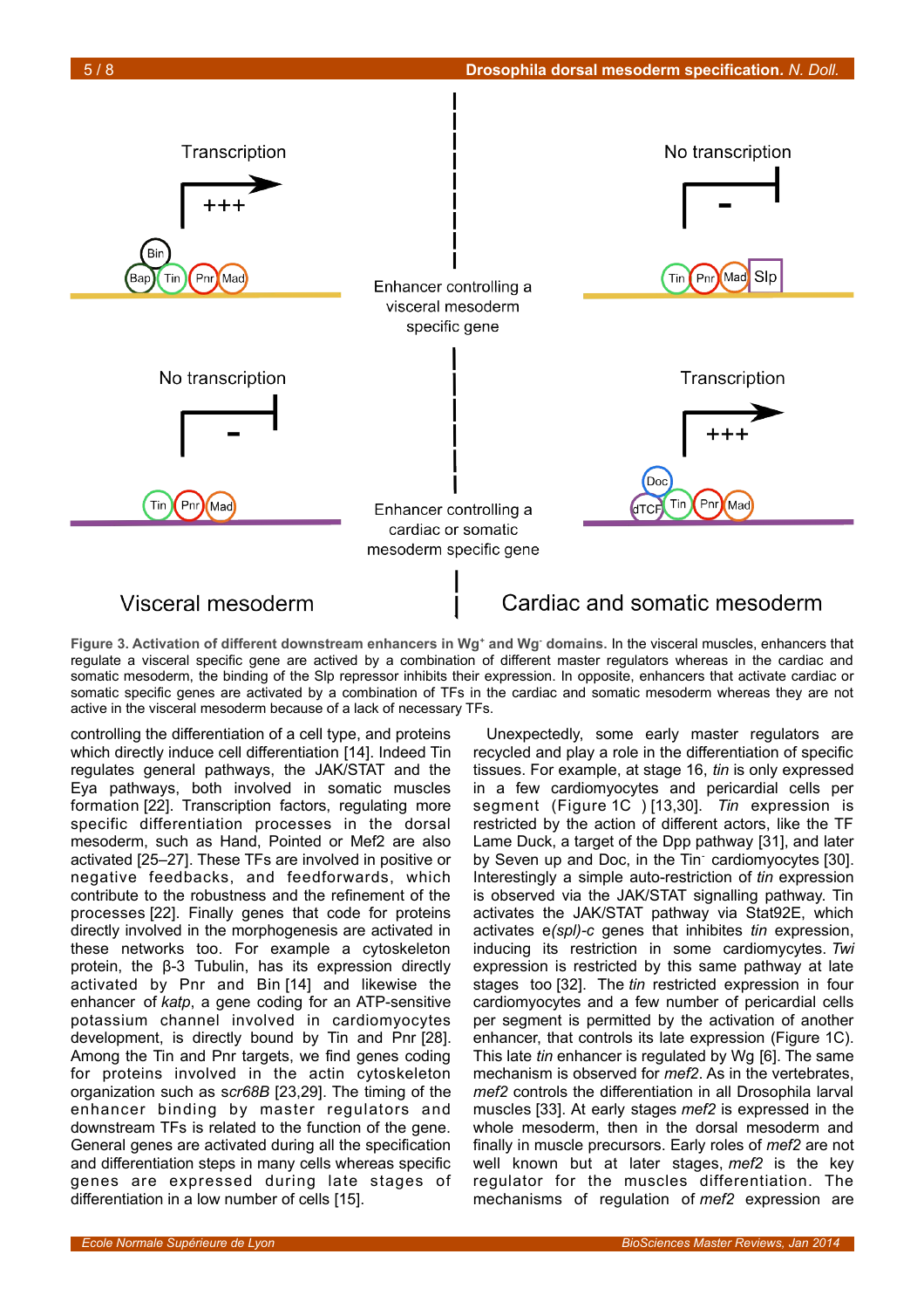**Figure 3. Activation of different downstream enhancers in Wg+ and Wg- domains.** In the visceral muscles, enhancers that regulate a visceral specific gene are actived by a combination of different master regulators whereas in the cardiac and somatic mesoderm, the binding of the Slp repressor inhibits their expression. In opposite, enhancers that activate cardiac or somatic specific genes are activated by a combination of TFs in the cardiac and somatic mesoderm whereas they are not active in the visceral mesoderm because of a lack of necessary TFs.

controlling the differentiation of a cell type, and proteins which directly induce cell differentiation [14]. Indeed Tin regulates general pathways, the JAK/STAT and the Eya pathways, both involved in somatic muscles formation [22]. Transcription factors, regulating more specific differentiation processes in the dorsal mesoderm, such as Hand, Pointed or Mef2 are also activated [25–27]. These TFs are involved in positive or negative feedbacks, and feedforwards, which contribute to the robustness and the refinement of the processes [22]. Finally genes that code for proteins directly involved in the morphogenesis are activated in these networks too. For example a cytoskeleton protein, the β-3 Tubulin, has its expression directly activated by Pnr and Bin [14] and likewise the enhancer of *katp*, a gene coding for an ATP-sensitive potassium channel involved in cardiomyocytes development, is directly bound by Tin and Pnr [28]. Among the Tin and Pnr targets, we find genes coding for proteins involved in the actin cytoskeleton organization such as *scr68B* [23,29]. The timing of the enhancer binding by master regulators and downstream TFs is related to the function of the gene. General genes are activated during all the specification and differentiation steps in many cells whereas specific genes are expressed during late stages of differentiation in a low number of cells [15].

Unexpectedly, some early master regulators are recycled and play a role in the differentiation of specific tissues. For example, at stage 16, *tin* is only expressed in a few cardiomyocytes and pericardial cells per segment (Figure 1C ) [13,30]. *Tin* expression is restricted by the action of different actors, like the TF Lame Duck, a target of the Dpp pathway [31], and later by Seven up and Doc, in the Tin- cardiomyocytes [30]. Interestingly a simple auto-restriction of *tin* expression is observed via the JAK/STAT signalling pathway. Tin activates the JAK/STAT pathway via Stat92E, which activates *e(spl)-c* genes that inhibites *tin* expression, inducing its restriction in some cardiomyocytes. *Twi* expression is restricted by this same pathway at late stages too [32]. The *tin* restricted expression in four cardiomyocytes and a few number of pericardial cells per segment is permitted by the activation of another enhancer, that controls its late expression (Figure 1C). This late *tin* enhancer is regulated by Wg [6]. The same mechanism is observed for *mef2*. As in the vertebrates, *mef2* controls the differentiation in all Drosophila larval muscles [33]. At early stages *mef2* is expressed in the whole mesoderm, then in the dorsal mesoderm and finally in muscle precursors. Early roles of *mef2* are not well known but at later stages, *mef2* is the key regulator for the muscles differentiation. The mechanisms of regulation of *mef2* expression are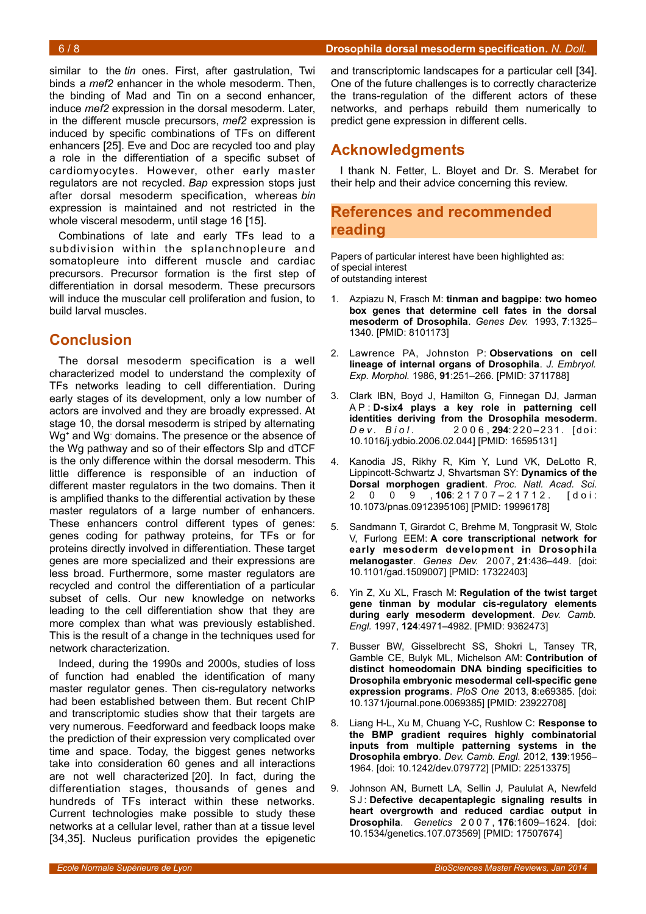similar to the *tin* ones. First, after gastrulation, Twi binds a *mef2* enhancer in the whole mesoderm. Then, the binding of Mad and Tin on a second enhancer, induce *mef2* expression in the dorsal mesoderm. Later, in the different muscle precursors, *mef2* expression is induced by specific combinations of TFs on different enhancers [25]. Eve and Doc are recycled too and play a role in the differentiation of a specific subset of cardiomyocytes. However, other early master regulators are not recycled. *Bap* expression stops just after dorsal mesoderm specification, whereas *bin* expression is maintained and not restricted in the whole visceral mesoderm, until stage 16 [15].

Combinations of late and early TFs lead to a subdivision within the splanchnopleure and somatopleure into different muscle and cardiac precursors. Precursor formation is the first step of differentiation in dorsal mesoderm. These precursors will induce the muscular cell proliferation and fusion, to build larval muscles.

## Conclusion

The dorsal mesoderm specification is a well characterized model to understand the complexity of TFs networks leading to cell differentiation. During early stages of its development, only a low number of actors are involved and they are broadly expressed. At stage 10, the dorsal mesoderm is striped by alternating $Wg^{+}$ and $Wg^{-}$ domains. The presence or the absence of the Wg pathway and so of their effectors Slp and dTCF is the only difference within the dorsal mesoderm. This little difference is responsible of an induction of different master regulators in the two domains. Then it is amplified thanks to the differential activation by these master regulators of a large number of enhancers. These enhancers control different types of genes: genes coding for pathway proteins, for TFs or for proteins directly involved in differentiation. These target genes are more specialized and their expressions are less broad. Furthermore, some master regulators are recycled and control the differentiation of a particular subset of cells. Our new knowledge on networks leading to the cell differentiation show that they are more complex than what was previously established. This is the result of a change in the techniques used for network characterization.

Indeed, during the 1990s and 2000s, studies of loss of function had enabled the identification of many master regulator genes. Then cis-regulatory networks had been established between them. But recent ChIP and transcriptomic studies show that their targets are very numerous. Feedforward and feedback loops make the prediction of their expression very complicated over time and space. Today, the biggest genes networks take into consideration 60 genes and all interactions are not well characterized [20]. In fact, during the differentiation stages, thousands of genes and hundreds of TFs interact within these networks. Current technologies make possible to study these networks at a cellular level, rather than at a tissue level [34,35]. Nucleus purification provides the epigenetic and transcriptomic landscapes for a particular cell [34]. One of the future challenges is to correctly characterize the trans-regulation of the different actors of these networks, and perhaps rebuild them numerically to predict gene expression in different cells.

## Acknowledgments

I thank N. Fetter, L. Bloyet and Dr. S. Merabet for their help and their advice concerning this review.

## References and recommended reading

Papers of particular interest have been highlighted as:
of special interest
of outstanding interest

1. Azpiazu N, Frasch M: **tinman and bagpipe: two homeo box genes that determine cell fates in the dorsal mesoderm of Drosophila**. *Genes Dev.* 1993, **7**:1325–1340. [PMID: 8101173]

2. Lawrence PA, Johnston P: **Observations on cell lineage of internal organs of Drosophila**. *J. Embryol. Exp. Morphol.* 1986, **91**:251–266. [PMID: 3711788]

3. Clark IBN, Boyd J, Hamilton G, Finnegan DJ, Jarman AP: **D-six4 plays a key role in patterning cell identities deriving from the Drosophila mesoderm**. *Dev. Biol.* 2006, **294**:220–231. [doi: 10.1016/j.ydbio.2006.02.044] [PMID: 16595131]

4. Kanodia JS, Rikhy R, Kim Y, Lund VK, DeLotto R, Lippincott-Schwartz J, Shvartsman SY: **Dynamics of the Dorsal morphogen gradient**. *Proc. Natl. Acad. Sci.* 2009, **106**:21707–21712. [doi: 10.1073/pnas.0912395106] [PMID: 19996178]

5. Sandmann T, Girardot C, Brehme M, Tongprasit W, Stolc V, Furlong EEM: **A core transcriptional network for early mesoderm development in Drosophila melanogaster**. *Genes Dev.* 2007, **21**:436–449. [doi: 10.1101/gad.1509007] [PMID: 17322403]

6. Yin Z, Xu XL, Frasch M: **Regulation of the twist target gene tinman by modular cis-regulatory elements during early mesoderm development**. *Dev. Camb. Engl.* 1997, **124**:4971–4982. [PMID: 9362473]

7. Busser BW, Gisselbrecht SS, Shokri L, Tansey TR, Gamble CE, Bulyk ML, Michelson AM: **Contribution of distinct homeodomain DNA binding specificities to Drosophila embryonic mesodermal cell-specific gene expression programs**. *PloS One* 2013, **8**:e69385. [doi: 10.1371/journal.pone.0069385] [PMID: 23922708]

8. Liang H-L, Xu M, Chuang Y-C, Rushlow C: **Response to the BMP gradient requires highly combinatorial inputs from multiple patterning systems in the Drosophila embryo**. *Dev. Camb. Engl.* 2012, **139**:1956–1964. [doi: 10.1242/dev.079772] [PMID: 22513375]

9. Johnson AN, Burnett LA, Sellin J, Paululat A, Newfeld SJ: **Defective decapentaplegic signaling results in heart overgrowth and reduced cardiac output in Drosophila**. *Genetics* 2007, **176**:1609–1624. [doi: 10.1534/genetics.107.073569] [PMID: 17507674]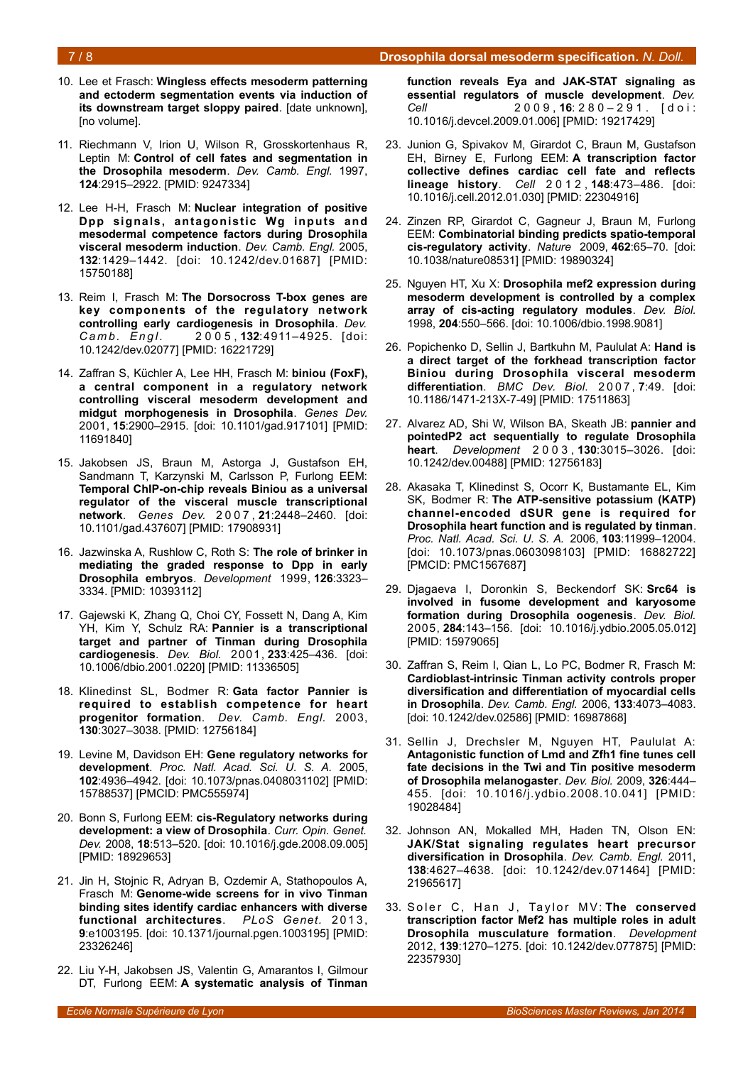10. Lee et Frasch: **Wingless effects mesoderm patterning and ectoderm segmentation events via induction of its downstream target sloppy paired**. [date unknown], [no volume].

11. Riechmann V, Irion U, Wilson R, Grosskortenhaus R, Leptin M: **Control of cell fates and segmentation in the Drosophila mesoderm**. *Dev. Camb. Engl.* 1997, **124**:2915–2922. [PMID: 9247334]

12. Lee H-H, Frasch M: **Nuclear integration of positive Dpp signals, antagonistic Wg inputs and mesodermal competence factors during Drosophila visceral mesoderm induction**. *Dev. Camb. Engl.* 2005, **132**:1429–1442. [doi: 10.1242/dev.01687] [PMID: 15750188]

13. Reim I, Frasch M: **The Dorsocross T-box genes are key components of the regulatory network controlling early cardiogenesis in Drosophila**. *Dev. Camb. Engl.* 2005, **132**:4911–4925. [doi: 10.1242/dev.02077] [PMID: 16221729]

14. Zaffran S, Küchler A, Lee HH, Frasch M: **biniou (FoxF), a central component in a regulatory network controlling visceral mesoderm development and midgut morphogenesis in Drosophila**. *Genes Dev.* 2001, **15**:2900–2915. [doi: 10.1101/gad.917101] [PMID: 11691840]

15. Jakobsen JS, Braun M, Astorga J, Gustafson EH, Sandmann T, Karzynski M, Carlsson P, Furlong EEM: **Temporal ChIP-on-chip reveals Biniou as a universal regulator of the visceral muscle transcriptional network**. *Genes Dev.* 2007, **21**:2448–2460. [doi: 10.1101/gad.437607] [PMID: 17908931]

16. Jazwinska A, Rushlow C, Roth S: **The role of brinker in mediating the graded response to Dpp in early Drosophila embryos**. *Development* 1999, **126**:3323–3334. [PMID: 10393112]

17. Gajewski K, Zhang Q, Choi CY, Fossett N, Dang A, Kim YH, Kim Y, Schulz RA: **Pannier is a transcriptional target and partner of Tinman during Drosophila cardiogenesis**. *Dev. Biol.* 2001, **233**:425–436. [doi: 10.1006/dbio.2001.0220] [PMID: 11336505]

18. Klinedinst SL, Bodmer R: **Gata factor Pannier is required to establish competence for heart progenitor formation**. *Dev. Camb. Engl.* 2003, **130**:3027–3038. [PMID: 12756184]

19. Levine M, Davidson EH: **Gene regulatory networks for development**. *Proc. Natl. Acad. Sci. U. S. A.* 2005, **102**:4936–4942. [doi: 10.1073/pnas.0408031102] [PMID: 15788537] [PMCID: PMC555974]

20. Bonn S, Furlong EEM: **cis-Regulatory networks during development: a view of Drosophila**. *Curr. Opin. Genet. Dev.* 2008, **18**:513–520. [doi: 10.1016/j.gde.2008.09.005] [PMID: 18929653]

21. Jin H, Stojnic R, Adryan B, Ozdemir A, Stathopoulos A, Frasch M: **Genome-wide screens for in vivo Tinman binding sites identify cardiac enhancers with diverse functional architectures**. *PLoS Genet.* 2013, **9**:e1003195. [doi: 10.1371/journal.pgen.1003195] [PMID: 23326246]

22. Liu Y-H, Jakobsen JS, Valentin G, Amarantos I, Gilmour DT, Furlong EEM: **A systematic analysis of Tinman function reveals Eya and JAK-STAT signaling as essential regulators of muscle development**. *Dev. Cell* 2009, **16**:280–291. [doi: 10.1016/j.devcel.2009.01.006] [PMID: 19217429]

23. Junion G, Spivakov M, Girardot C, Braun M, Gustafson EH, Birney E, Furlong EEM: **A transcription factor collective defines cardiac cell fate and reflects lineage history**. *Cell* 2012, **148**:473–486. [doi: 10.1016/j.cell.2012.01.030] [PMID: 22304916]

24. Zinzen RP, Girardot C, Gagneur J, Braun M, Furlong EEM: **Combinatorial binding predicts spatio-temporal cis-regulatory activity**. *Nature* 2009, **462**:65–70. [doi: 10.1038/nature08531] [PMID: 19890324]

25. Nguyen HT, Xu X: **Drosophila mef2 expression during mesoderm development is controlled by a complex array of cis-acting regulatory modules**. *Dev. Biol.* 1998, **204**:550–566. [doi: 10.1006/dbio.1998.9081]

26. Popichenko D, Sellin J, Bartkuhn M, Paululat A: **Hand is a direct target of the forkhead transcription factor Biniou during Drosophila visceral mesoderm differentiation**. *BMC Dev. Biol.* 2007, **7**:49. [doi: 10.1186/1471-213X-7-49] [PMID: 17511863]

27. Alvarez AD, Shi W, Wilson BA, Skeath JB: **pannier and pointedP2 act sequentially to regulate Drosophila heart**. *Development* 2003, **130**:3015–3026. [doi: 10.1242/dev.00488] [PMID: 12756183]

28. Akasaka T, Klinedinst S, Ocorr K, Bustamante EL, Kim SK, Bodmer R: **The ATP-sensitive potassium (KATP) channel-encoded dSUR gene is required for Drosophila heart function and is regulated by tinman**. *Proc. Natl. Acad. Sci. U. S. A.* 2006, **103**:11999–12004. [doi: 10.1073/pnas.0603098103] [PMID: 16882722] [PMCID: PMC1567687]

29. Djagaeva I, Doronkin S, Beckendorf SK: **Src64 is involved in fusome development and karyosome formation during Drosophila oogenesis**. *Dev. Biol.* 2005, **284**:143–156. [doi: 10.1016/j.ydbio.2005.05.012] [PMID: 15979065]

30. Zaffran S, Reim I, Qian L, Lo PC, Bodmer R, Frasch M: **Cardioblast-intrinsic Tinman activity controls proper diversification and differentiation of myocardial cells in Drosophila**. *Dev. Camb. Engl.* 2006, **133**:4073–4083. [doi: 10.1242/dev.02586] [PMID: 16987868]

31. Sellin J, Drechsler M, Nguyen HT, Paululat A: **Antagonistic function of Lmd and Zfh1 fine tunes cell fate decisions in the Twi and Tin positive mesoderm of Drosophila melanogaster**. *Dev. Biol.* 2009, **326**:444–455. [doi: 10.1016/j.ydbio.2008.10.041] [PMID: 19028484]

32. Johnson AN, Mokalled MH, Haden TN, Olson EN: **JAK/Stat signaling regulates heart precursor diversification in Drosophila**. *Dev. Camb. Engl.* 2011, **138**:4627–4638. [doi: 10.1242/dev.071464] [PMID: 21965617]

33. Soler C, Han J, Taylor MV: **The conserved transcription factor Mef2 has multiple roles in adult Drosophila musculature formation**. *Development* 2012, **139**:1270–1275. [doi: 10.1242/dev.077875] [PMID: 22357930]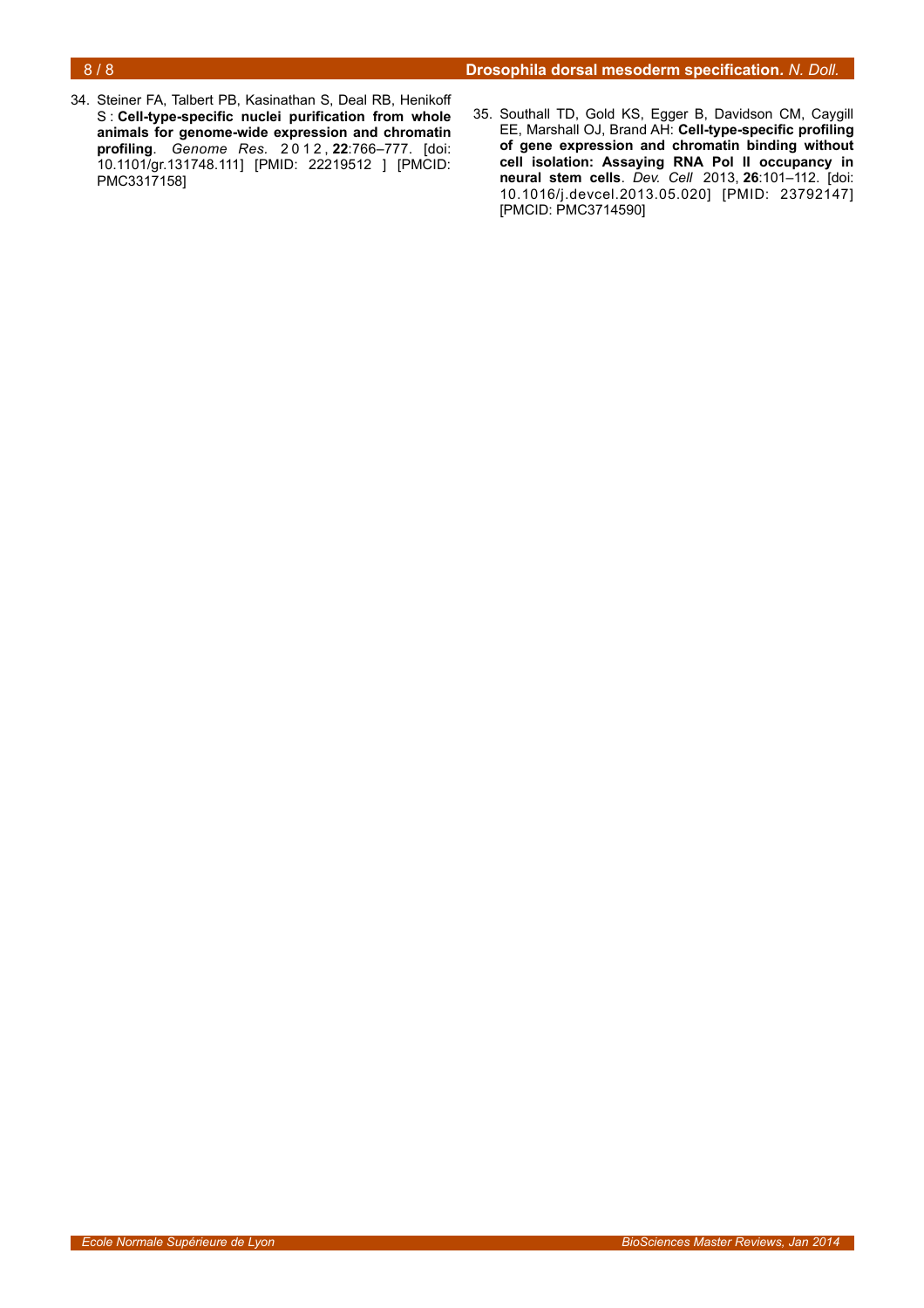34. Steiner FA, Talbert PB, Kasinathan S, Deal RB, Henikoff S : **Cell-type-specific nuclei purification from whole animals for genome-wide expression and chromatin profiling**. *Genome Res.* 2012, **22**:766–777. [doi: 10.1101/gr.131748.111] [PMID: 22219512 ] [PMCID: PMC3317158]

35. Southall TD, Gold KS, Egger B, Davidson CM, Caygill EE, Marshall OJ, Brand AH: **Cell-type-specific profiling of gene expression and chromatin binding without cell isolation: Assaying RNA Pol II occupancy in neural stem cells**. *Dev. Cell* 2013, **26**:101–112. [doi: 10.1016/j.devcel.2013.05.020] [PMID: 23792147] [PMCID: PMC3714590]